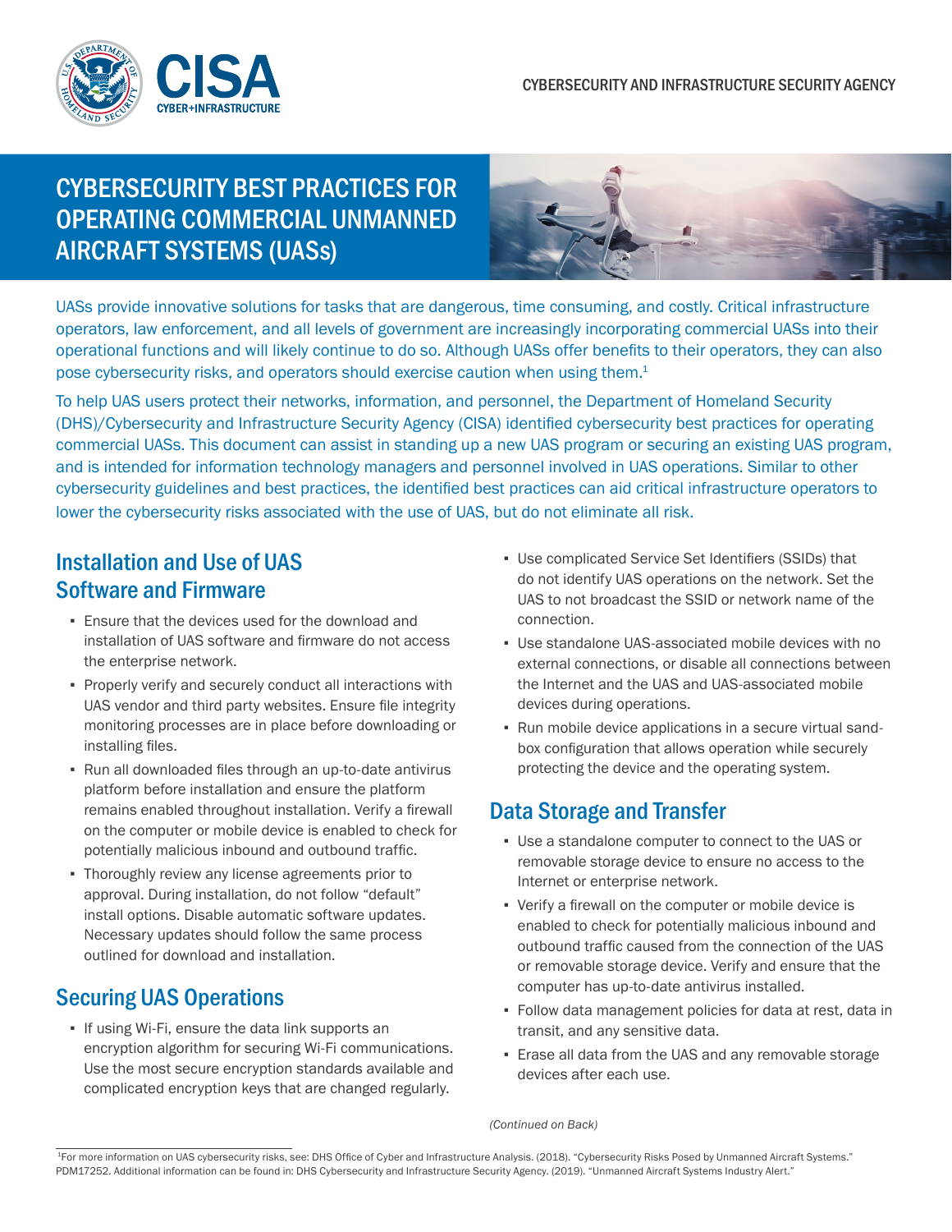# CYBERSECURITY BEST PRACTICES FOR OPERATING COMMERCIAL UNMANNED AIRCRAFT SYSTEMS (UASs)

UASs provide innovative solutions for tasks that are dangerous, time consuming, and costly. Critical infrastructure operators, law enforcement, and all levels of government are increasingly incorporating commercial UASs into their operational functions and will likely continue to do so. Although UASs offer benefits to their operators, they can also pose cybersecurity risks, and operators should exercise caution when using them.[1]

To help UAS users protect their networks, information, and personnel, the Department of Homeland Security (DHS)/Cybersecurity and Infrastructure Security Agency (CISA) identified cybersecurity best practices for operating commercial UASs. This document can assist in standing up a new UAS program or securing an existing UAS program, and is intended for information technology managers and personnel involved in UAS operations. Similar to other cybersecurity guidelines and best practices, the identified best practices can aid critical infrastructure operators to lower the cybersecurity risks associated with the use of UAS, but do not eliminate all risk.

## Installation and Use of UAS Software and Firmware

- Ensure that the devices used for the download and installation of UAS software and firmware do not access the enterprise network.
- Properly verify and securely conduct all interactions with UAS vendor and third party websites. Ensure file integrity monitoring processes are in place before downloading or installing files.
- Run all downloaded files through an up-to-date antivirus platform before installation and ensure the platform remains enabled throughout installation. Verify a firewall on the computer or mobile device is enabled to check for potentially malicious inbound and outbound traffic.
- Thoroughly review any license agreements prior to approval. During installation, do not follow "default" install options. Disable automatic software updates. Necessary updates should follow the same process outlined for download and installation.

## Securing UAS Operations

- If using Wi-Fi, ensure the data link supports an encryption algorithm for securing Wi-Fi communications. Use the most secure encryption standards available and complicated encryption keys that are changed regularly.
- Use complicated Service Set Identifiers (SSIDs) that do not identify UAS operations on the network. Set the UAS to not broadcast the SSID or network name of the connection.
- Use standalone UAS-associated mobile devices with no external connections, or disable all connections between the Internet and the UAS and UAS-associated mobile devices during operations.
- Run mobile device applications in a secure virtual sand-box configuration that allows operation while securely protecting the device and the operating system.

## Data Storage and Transfer

- Use a standalone computer to connect to the UAS or removable storage device to ensure no access to the Internet or enterprise network.
- Verify a firewall on the computer or mobile device is enabled to check for potentially malicious inbound and outbound traffic caused from the connection of the UAS or removable storage device. Verify and ensure that the computer has up-to-date antivirus installed.
- Follow data management policies for data at rest, data in transit, and any sensitive data.
- Erase all data from the UAS and any removable storage devices after each use.

*(Continued on Back)*

[1] For more information on UAS cybersecurity risks, see: DHS Office of Cyber and Infrastructure Analysis. (2018). "Cybersecurity Risks Posed by Unmanned Aircraft Systems." PDM17252. Additional information can be found in: DHS Cybersecurity and Infrastructure Security Agency. (2019). "Unmanned Aircraft Systems Industry Alert."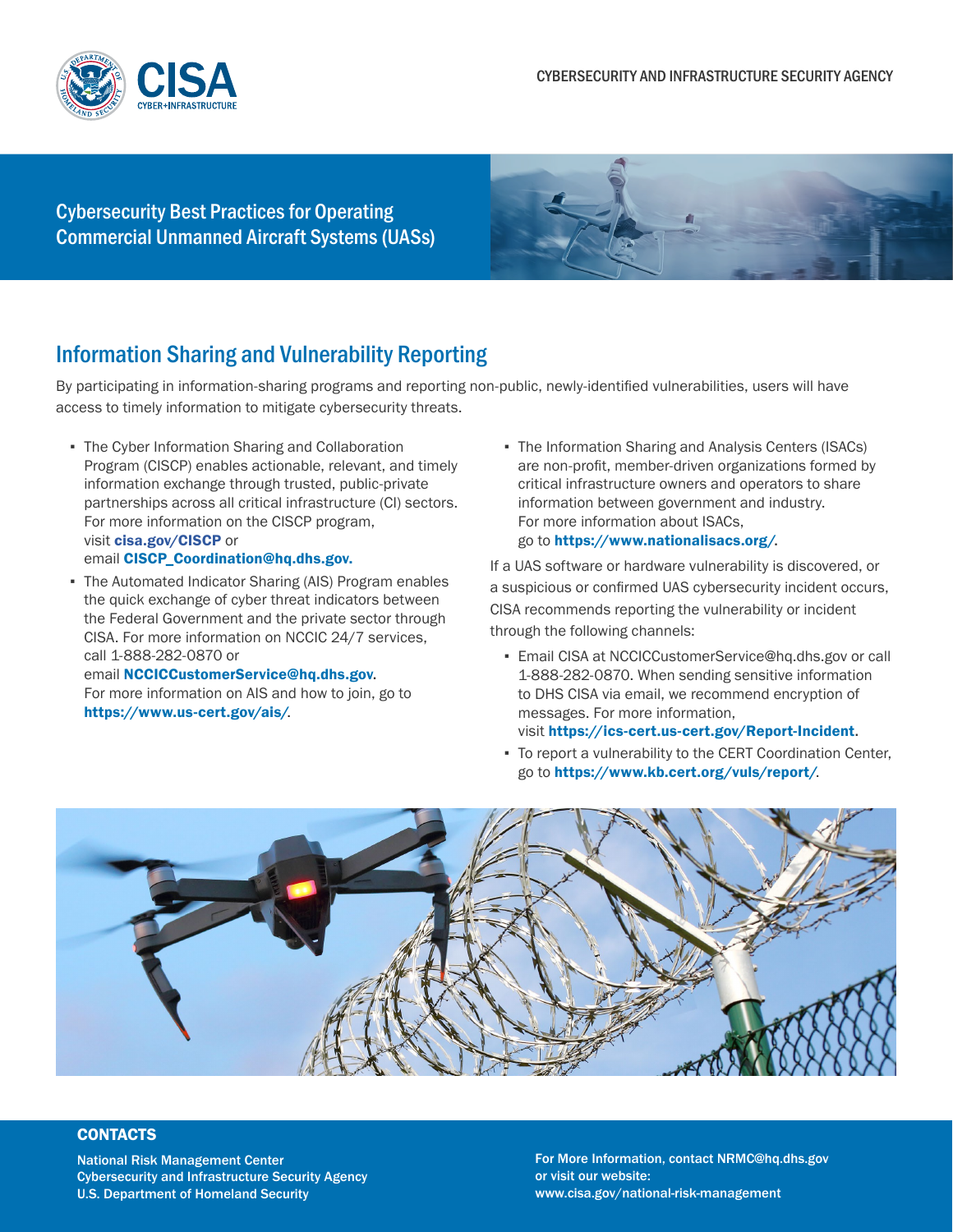# Cybersecurity Best Practices for Operating Commercial Unmanned Aircraft Systems (UASs)

## Information Sharing and Vulnerability Reporting

By participating in information-sharing programs and reporting non-public, newly-identified vulnerabilities, users will have access to timely information to mitigate cybersecurity threats.

- The Cyber Information Sharing and Collaboration Program (CISCP) enables actionable, relevant, and timely information exchange through trusted, public-private partnerships across all critical infrastructure (CI) sectors. For more information on the CISCP program, visit **cisa.gov/CISCP** or email **CISCP_Coordination@hq.dhs.gov.**
- The Automated Indicator Sharing (AIS) Program enables the quick exchange of cyber threat indicators between the Federal Government and the private sector through CISA. For more information on NCCIC 24/7 services, call 1-888-282-0870 or email **NCCICCustomerService@hq.dhs.gov**. For more information on AIS and how to join, go to **https://www.us-cert.gov/ais/**.
- The Information Sharing and Analysis Centers (ISACs) are non-profit, member-driven organizations formed by critical infrastructure owners and operators to share information between government and industry. For more information about ISACs, go to **https://www.nationalisacs.org/**.

If a UAS software or hardware vulnerability is discovered, or a suspicious or confirmed UAS cybersecurity incident occurs, CISA recommends reporting the vulnerability or incident through the following channels:

- Email CISA at NCCICCustomerService@hq.dhs.gov or call 1-888-282-0870. When sending sensitive information to DHS CISA via email, we recommend encryption of messages. For more information, visit **https://ics-cert.us-cert.gov/Report-Incident**.
- To report a vulnerability to the CERT Coordination Center, go to **https://www.kb.cert.org/vuls/report/**.

### CONTACTS

**National Risk Management Center**
**Cybersecurity and Infrastructure Security Agency**
**U.S. Department of Homeland Security**

**For More Information, contact NRMC@hq.dhs.gov or visit our website: www.cisa.gov/national-risk-management**